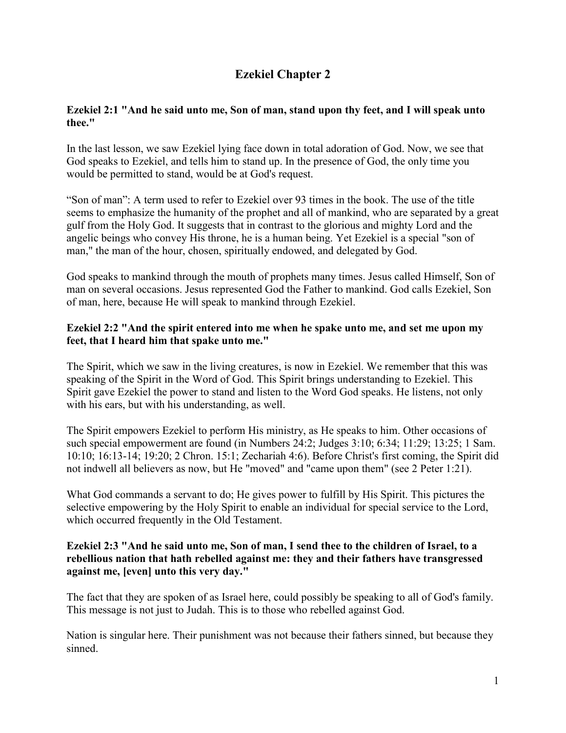# Ezekiel Chapter 2

**Ezekiel 2:1 "And he said unto me, Son of man, stand upon thy feet, and I will speak unto thee."**

In the last lesson, we saw Ezekiel lying face down in total adoration of God. Now, we see that God speaks to Ezekiel, and tells him to stand up. In the presence of God, the only time you would be permitted to stand, would be at God's request.

"Son of man": A term used to refer to Ezekiel over 93 times in the book. The use of the title seems to emphasize the humanity of the prophet and all of mankind, who are separated by a great gulf from the Holy God. It suggests that in contrast to the glorious and mighty Lord and the angelic beings who convey His throne, he is a human being. Yet Ezekiel is a special "son of man," the man of the hour, chosen, spiritually endowed, and delegated by God.

God speaks to mankind through the mouth of prophets many times. Jesus called Himself, Son of man on several occasions. Jesus represented God the Father to mankind. God calls Ezekiel, Son of man, here, because He will speak to mankind through Ezekiel.

**Ezekiel 2:2 "And the spirit entered into me when he spake unto me, and set me upon my feet, that I heard him that spake unto me."**

The Spirit, which we saw in the living creatures, is now in Ezekiel. We remember that this was speaking of the Spirit in the Word of God. This Spirit brings understanding to Ezekiel. This Spirit gave Ezekiel the power to stand and listen to the Word God speaks. He listens, not only with his ears, but with his understanding, as well.

The Spirit empowers Ezekiel to perform His ministry, as He speaks to him. Other occasions of such special empowerment are found (in Numbers 24:2; Judges 3:10; 6:34; 11:29; 13:25; 1 Sam. 10:10; 16:13-14; 19:20; 2 Chron. 15:1; Zechariah 4:6). Before Christ's first coming, the Spirit did not indwell all believers as now, but He "moved" and "came upon them" (see 2 Peter 1:21).

What God commands a servant to do; He gives power to fulfill by His Spirit. This pictures the selective empowering by the Holy Spirit to enable an individual for special service to the Lord, which occurred frequently in the Old Testament.

**Ezekiel 2:3 "And he said unto me, Son of man, I send thee to the children of Israel, to a rebellious nation that hath rebelled against me: they and their fathers have transgressed against me, [even] unto this very day."**

The fact that they are spoken of as Israel here, could possibly be speaking to all of God's family. This message is not just to Judah. This is to those who rebelled against God.

Nation is singular here. Their punishment was not because their fathers sinned, but because they sinned.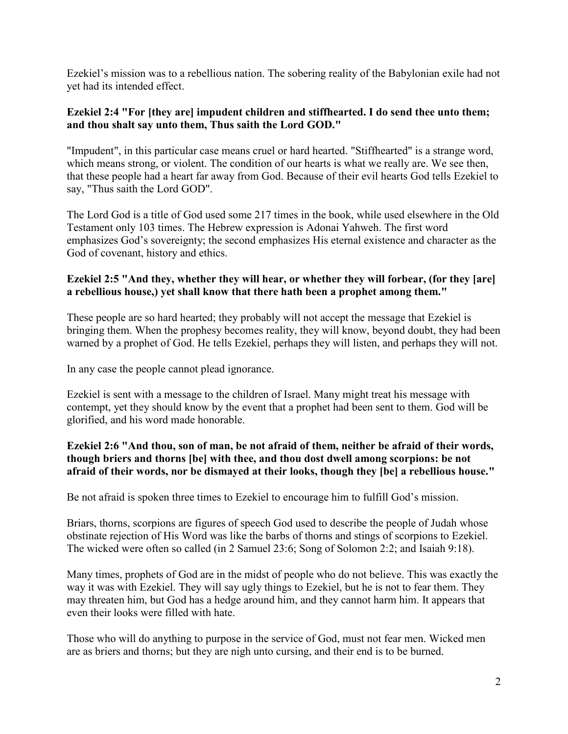Ezekiel’s mission was to a rebellious nation. The sobering reality of the Babylonian exile had not yet had its intended effect.

**Ezekiel 2:4 "For [they are] impudent children and stiffhearted. I do send thee unto them; and thou shalt say unto them, Thus saith the Lord GOD."**

"Impudent", in this particular case means cruel or hard hearted. "Stiffhearted" is a strange word, which means strong, or violent. The condition of our hearts is what we really are. We see then, that these people had a heart far away from God. Because of their evil hearts God tells Ezekiel to say, "Thus saith the Lord GOD".

The Lord God is a title of God used some 217 times in the book, while used elsewhere in the Old Testament only 103 times. The Hebrew expression is Adonai Yahweh. The first word emphasizes God’s sovereignty; the second emphasizes His eternal existence and character as the God of covenant, history and ethics.

**Ezekiel 2:5 "And they, whether they will hear, or whether they will forbear, (for they [are] a rebellious house,) yet shall know that there hath been a prophet among them."**

These people are so hard hearted; they probably will not accept the message that Ezekiel is bringing them. When the prophesy becomes reality, they will know, beyond doubt, they had been warned by a prophet of God. He tells Ezekiel, perhaps they will listen, and perhaps they will not.

In any case the people cannot plead ignorance.

Ezekiel is sent with a message to the children of Israel. Many might treat his message with contempt, yet they should know by the event that a prophet had been sent to them. God will be glorified, and his word made honorable.

**Ezekiel 2:6 "And thou, son of man, be not afraid of them, neither be afraid of their words, though briers and thorns [be] with thee, and thou dost dwell among scorpions: be not afraid of their words, nor be dismayed at their looks, though they [be] a rebellious house."**

Be not afraid is spoken three times to Ezekiel to encourage him to fulfill God’s mission.

Briars, thorns, scorpions are figures of speech God used to describe the people of Judah whose obstinate rejection of His Word was like the barbs of thorns and stings of scorpions to Ezekiel. The wicked were often so called (in 2 Samuel 23:6; Song of Solomon 2:2; and Isaiah 9:18).

Many times, prophets of God are in the midst of people who do not believe. This was exactly the way it was with Ezekiel. They will say ugly things to Ezekiel, but he is not to fear them. They may threaten him, but God has a hedge around him, and they cannot harm him. It appears that even their looks were filled with hate.

Those who will do anything to purpose in the service of God, must not fear men. Wicked men are as briers and thorns; but they are nigh unto cursing, and their end is to be burned.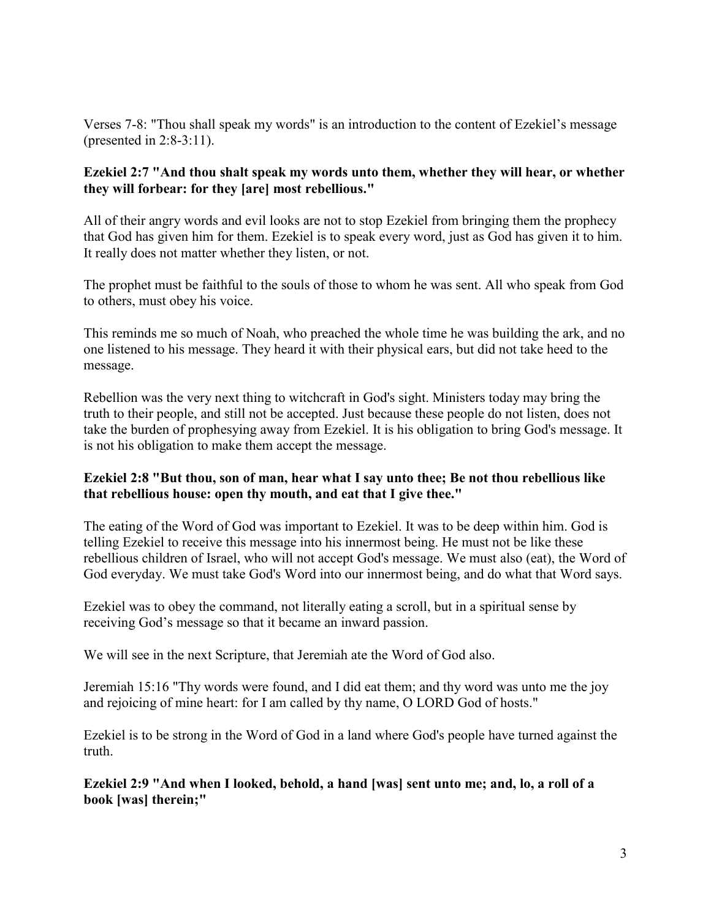Verses 7-8: "Thou shall speak my words" is an introduction to the content of Ezekiel’s message (presented in 2:8-3:11).

**Ezekiel 2:7 "And thou shalt speak my words unto them, whether they will hear, or whether they will forbear: for they [are] most rebellious."**

All of their angry words and evil looks are not to stop Ezekiel from bringing them the prophecy that God has given him for them. Ezekiel is to speak every word, just as God has given it to him. It really does not matter whether they listen, or not.

The prophet must be faithful to the souls of those to whom he was sent. All who speak from God to others, must obey his voice.

This reminds me so much of Noah, who preached the whole time he was building the ark, and no one listened to his message. They heard it with their physical ears, but did not take heed to the message.

Rebellion was the very next thing to witchcraft in God's sight. Ministers today may bring the truth to their people, and still not be accepted. Just because these people do not listen, does not take the burden of prophesying away from Ezekiel. It is his obligation to bring God's message. It is not his obligation to make them accept the message.

**Ezekiel 2:8 "But thou, son of man, hear what I say unto thee; Be not thou rebellious like that rebellious house: open thy mouth, and eat that I give thee."**

The eating of the Word of God was important to Ezekiel. It was to be deep within him. God is telling Ezekiel to receive this message into his innermost being. He must not be like these rebellious children of Israel, who will not accept God's message. We must also (eat), the Word of God everyday. We must take God's Word into our innermost being, and do what that Word says.

Ezekiel was to obey the command, not literally eating a scroll, but in a spiritual sense by receiving God’s message so that it became an inward passion.

We will see in the next Scripture, that Jeremiah ate the Word of God also.

Jeremiah 15:16 "Thy words were found, and I did eat them; and thy word was unto me the joy and rejoicing of mine heart: for I am called by thy name, O LORD God of hosts."

Ezekiel is to be strong in the Word of God in a land where God's people have turned against the truth.

**Ezekiel 2:9 "And when I looked, behold, a hand [was] sent unto me; and, lo, a roll of a book [was] therein;"**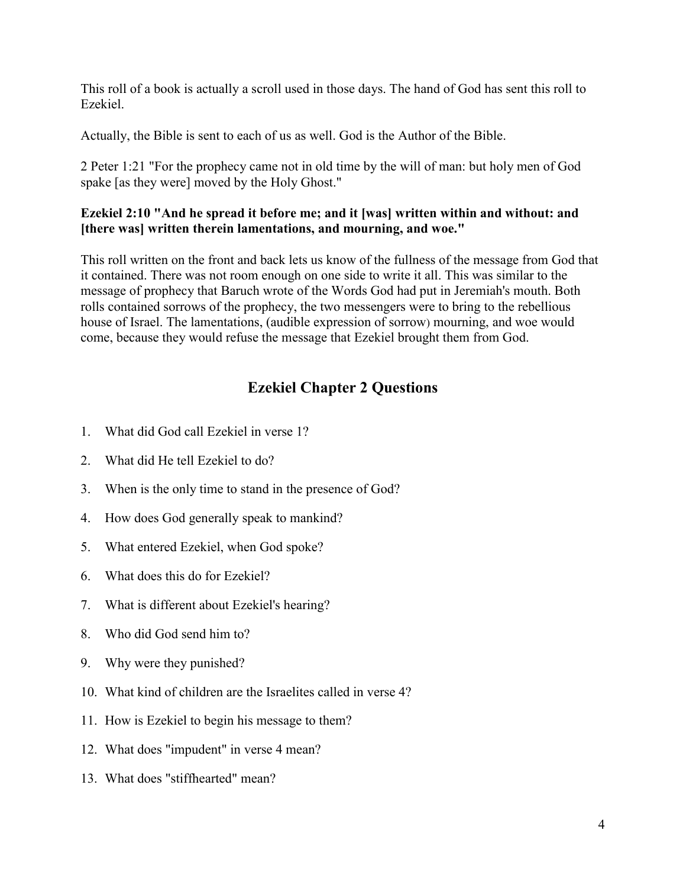This roll of a book is actually a scroll used in those days. The hand of God has sent this roll to Ezekiel.

Actually, the Bible is sent to each of us as well. God is the Author of the Bible.

2 Peter 1:21 "For the prophecy came not in old time by the will of man: but holy men of God spake [as they were] moved by the Holy Ghost."

**Ezekiel 2:10 "And he spread it before me; and it [was] written within and without: and [there was] written therein lamentations, and mourning, and woe."**

This roll written on the front and back lets us know of the fullness of the message from God that it contained. There was not room enough on one side to write it all. This was similar to the message of prophecy that Baruch wrote of the Words God had put in Jeremiah's mouth. Both rolls contained sorrows of the prophecy, the two messengers were to bring to the rebellious house of Israel. The lamentations, (audible expression of sorrow) mourning, and woe would come, because they would refuse the message that Ezekiel brought them from God.

## Ezekiel Chapter 2 Questions

1. What did God call Ezekiel in verse 1?
2. What did He tell Ezekiel to do?
3. When is the only time to stand in the presence of God?
4. How does God generally speak to mankind?
5. What entered Ezekiel, when God spoke?
6. What does this do for Ezekiel?
7. What is different about Ezekiel's hearing?
8. Who did God send him to?
9. Why were they punished?
10. What kind of children are the Israelites called in verse 4?
11. How is Ezekiel to begin his message to them?
12. What does "impudent" in verse 4 mean?
13. What does "stiffhearted" mean?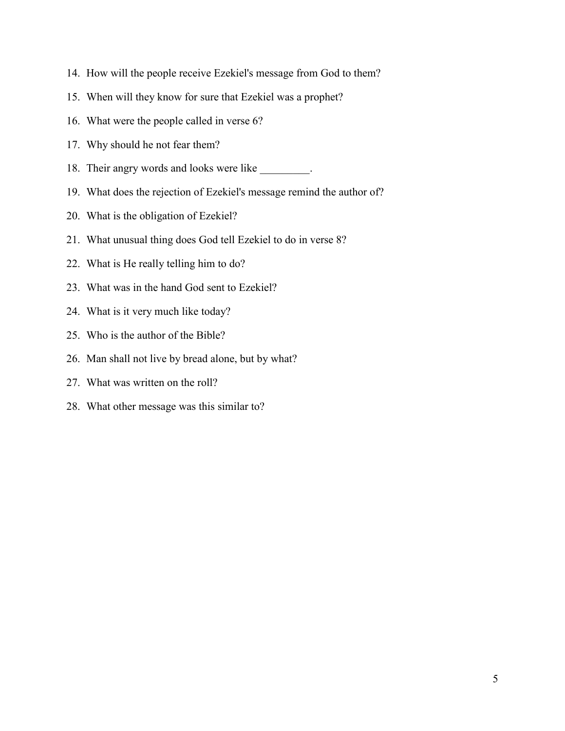14. How will the people receive Ezekiel's message from God to them?
15. When will they know for sure that Ezekiel was a prophet?
16. What were the people called in verse 6?
17. Why should he not fear them?
18. Their angry words and looks were like _________.
19. What does the rejection of Ezekiel's message remind the author of?
20. What is the obligation of Ezekiel?
21. What unusual thing does God tell Ezekiel to do in verse 8?
22. What is He really telling him to do?
23. What was in the hand God sent to Ezekiel?
24. What is it very much like today?
25. Who is the author of the Bible?
26. Man shall not live by bread alone, but by what?
27. What was written on the roll?
28. What other message was this similar to?